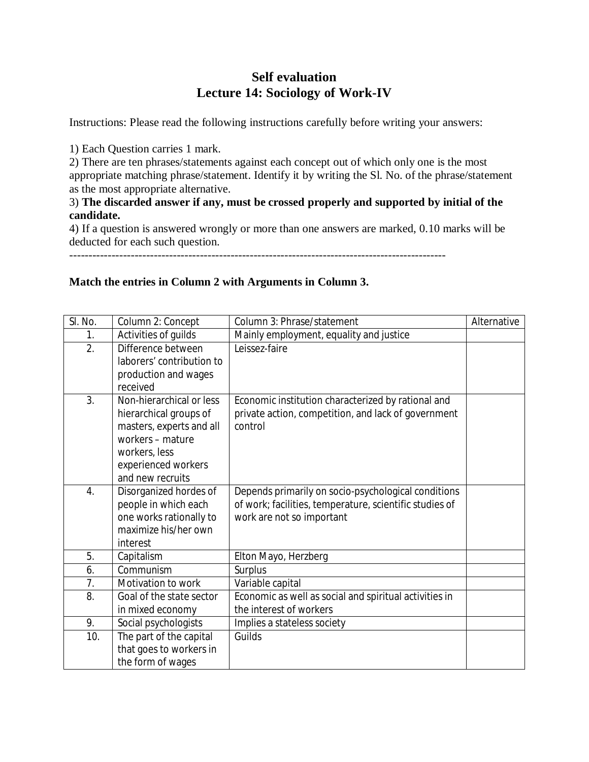# Self evaluation
## Lecture 14: Sociology of Work-IV

Instructions: Please read the following instructions carefully before writing your answers:

1) Each Question carries 1 mark.
2) There are ten phrases/statements against each concept out of which only one is the most appropriate matching phrase/statement. Identify it by writing the Sl. No. of the phrase/statement as the most appropriate alternative.
3) **The discarded answer if any, must be crossed properly and supported by initial of the candidate.**
4) If a question is answered wrongly or more than one answers are marked, 0.10 marks will be deducted for each such question.

---------------------------------------------------------------------------------------------------

**Match the entries in Column 2 with Arguments in Column 3.**

| Sl. No. | Column 2: Concept | Column 3: Phrase/statement | Alternative |
|---|---|---|---|
| 1. | Activities of guilds | Mainly employment, equality and justice | |
| 2. | Difference between laborers' contribution to production and wages received | Leissez-faire | |
| 3. | Non-hierarchical or less hierarchical groups of masters, experts and all workers – mature workers, less experienced workers and new recruits | Economic institution characterized by rational and private action, competition, and lack of government control | |
| 4. | Disorganized hordes of people in which each one works rationally to maximize his/her own interest | Depends primarily on socio-psychological conditions of work; facilities, temperature, scientific studies of work are not so important | |
| 5. | Capitalism | Elton Mayo, Herzberg | |
| 6. | Communism | Surplus | |
| 7. | Motivation to work | Variable capital | |
| 8. | Goal of the state sector in mixed economy | Economic as well as social and spiritual activities in the interest of workers | |
| 9. | Social psychologists | Implies a stateless society | |
| 10. | The part of the capital that goes to workers in the form of wages | Guilds | |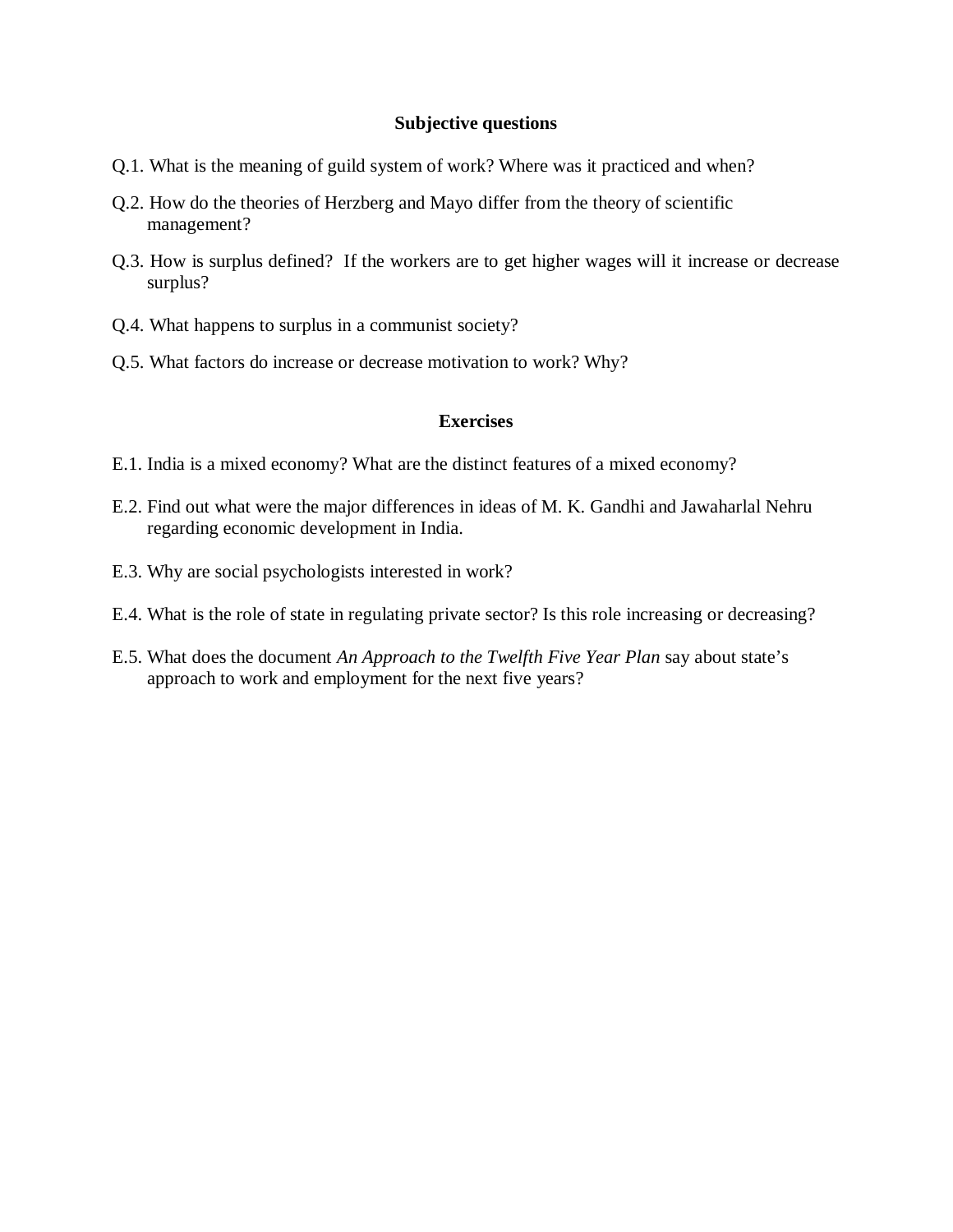## Subjective questions

Q.1. What is the meaning of guild system of work? Where was it practiced and when?

Q.2. How do the theories of Herzberg and Mayo differ from the theory of scientific management?

Q.3. How is surplus defined? If the workers are to get higher wages will it increase or decrease surplus?

Q.4. What happens to surplus in a communist society?

Q.5. What factors do increase or decrease motivation to work? Why?

## Exercises

E.1. India is a mixed economy? What are the distinct features of a mixed economy?

E.2. Find out what were the major differences in ideas of M. K. Gandhi and Jawaharlal Nehru regarding economic development in India.

E.3. Why are social psychologists interested in work?

E.4. What is the role of state in regulating private sector? Is this role increasing or decreasing?

E.5. What does the document *An Approach to the Twelfth Five Year Plan* say about state's approach to work and employment for the next five years?